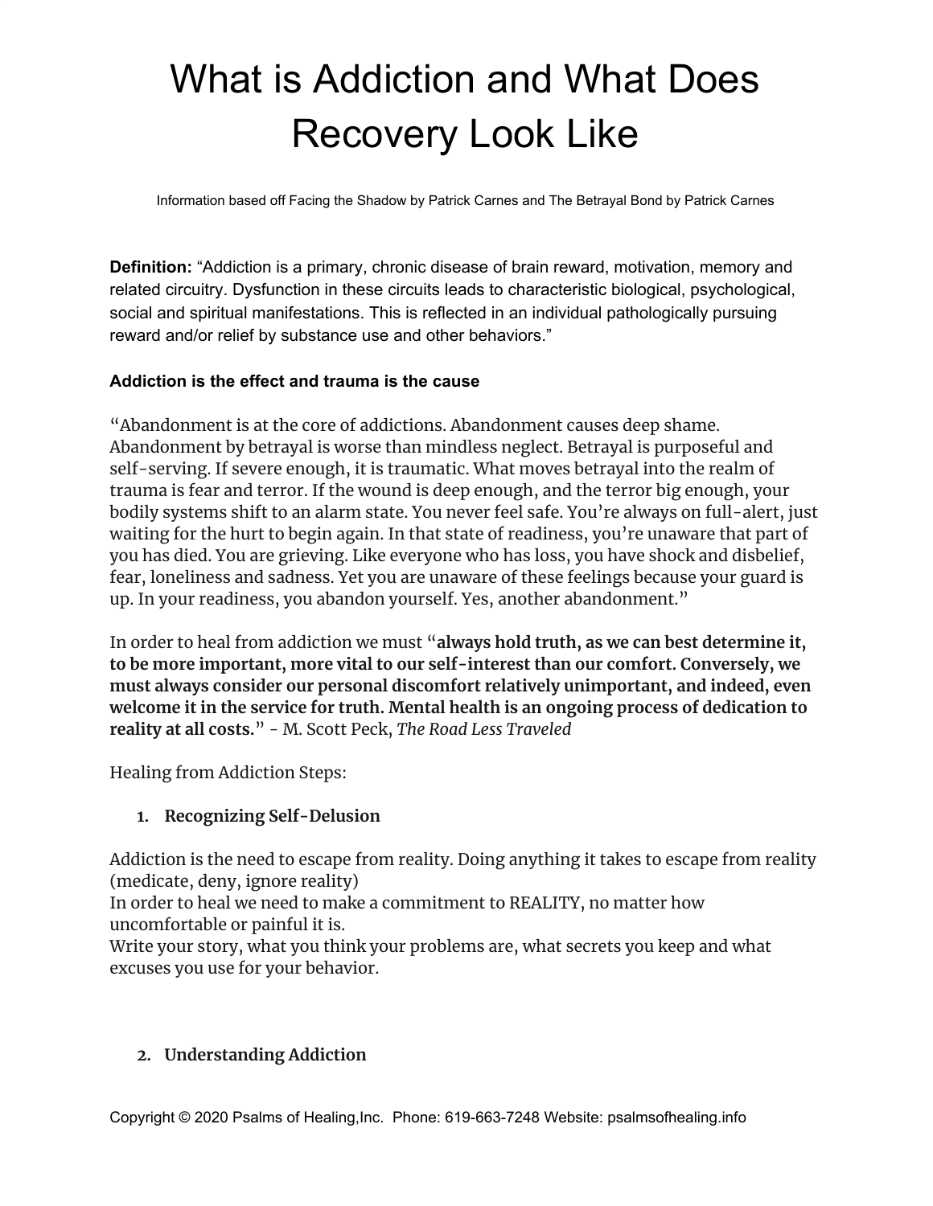# What is Addiction and What Does Recovery Look Like

Information based off Facing the Shadow by Patrick Carnes and The Betrayal Bond by Patrick Carnes

**Definition:** "Addiction is a primary, chronic disease of brain reward, motivation, memory and related circuitry. Dysfunction in these circuits leads to characteristic biological, psychological, social and spiritual manifestations. This is reflected in an individual pathologically pursuing reward and/or relief by substance use and other behaviors."

**Addiction is the effect and trauma is the cause**

"Abandonment is at the core of addictions. Abandonment causes deep shame. Abandonment by betrayal is worse than mindless neglect. Betrayal is purposeful and self-serving. If severe enough, it is traumatic. What moves betrayal into the realm of trauma is fear and terror. If the wound is deep enough, and the terror big enough, your bodily systems shift to an alarm state. You never feel safe. You're always on full-alert, just waiting for the hurt to begin again. In that state of readiness, you're unaware that part of you has died. You are grieving. Like everyone who has loss, you have shock and disbelief, fear, loneliness and sadness. Yet you are unaware of these feelings because your guard is up. In your readiness, you abandon yourself. Yes, another abandonment."

In order to heal from addiction we must "**always hold truth, as we can best determine it, to be more important, more vital to our self-interest than our comfort. Conversely, we must always consider our personal discomfort relatively unimportant, and indeed, even welcome it in the service for truth. Mental health is an ongoing process of dedication to reality at all costs.**" - M. Scott Peck, *The Road Less Traveled*

Healing from Addiction Steps:

1. **Recognizing Self-Delusion**

Addiction is the need to escape from reality. Doing anything it takes to escape from reality (medicate, deny, ignore reality)
In order to heal we need to make a commitment to REALITY, no matter how uncomfortable or painful it is.
Write your story, what you think your problems are, what secrets you keep and what excuses you use for your behavior.

2. **Understanding Addiction**

Copyright © 2020 Psalms of Healing,Inc. Phone: 619-663-7248 Website: psalmsofhealing.info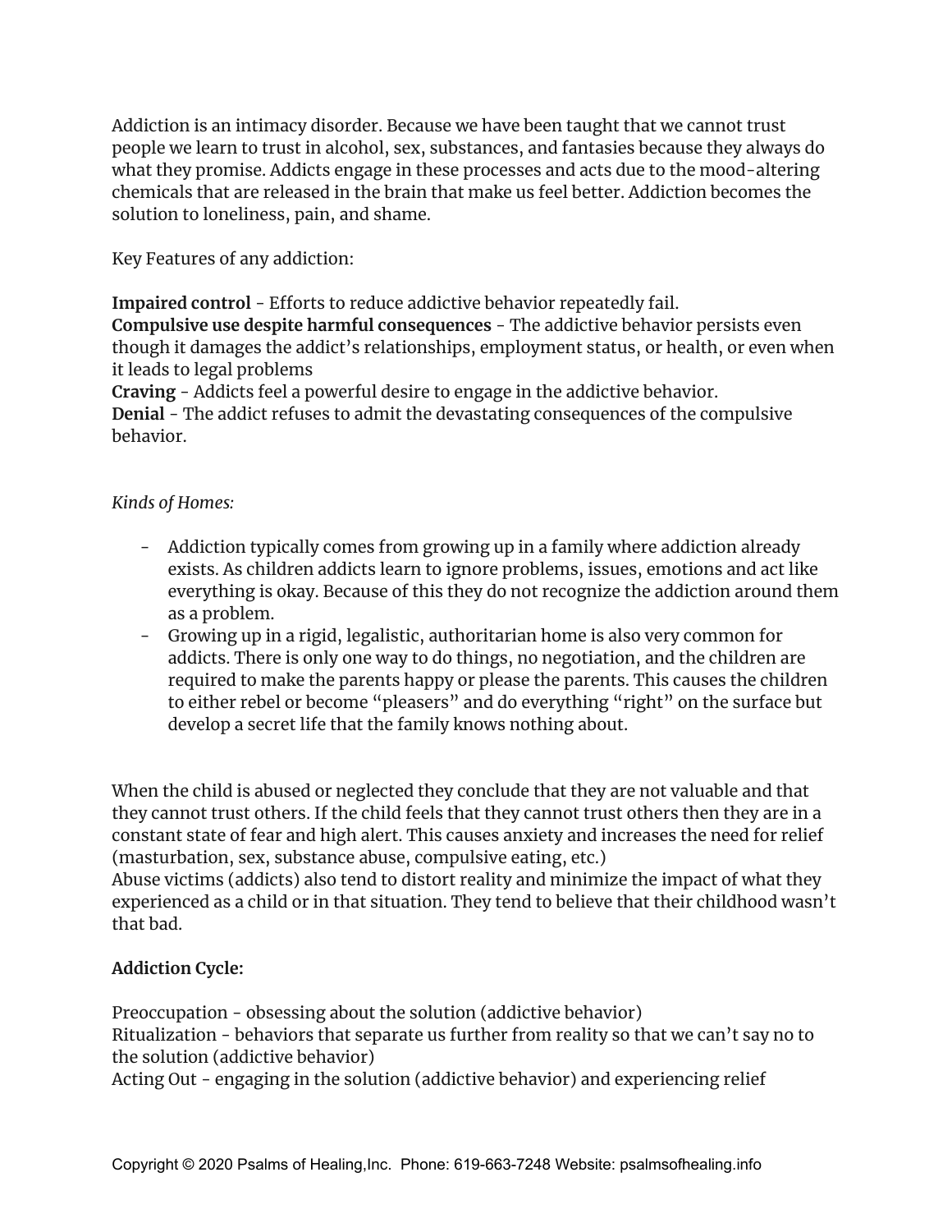Addiction is an intimacy disorder. Because we have been taught that we cannot trust people we learn to trust in alcohol, sex, substances, and fantasies because they always do what they promise. Addicts engage in these processes and acts due to the mood-altering chemicals that are released in the brain that make us feel better. Addiction becomes the solution to loneliness, pain, and shame.

Key Features of any addiction:

**Impaired control** - Efforts to reduce addictive behavior repeatedly fail.
**Compulsive use despite harmful consequences** - The addictive behavior persists even though it damages the addict's relationships, employment status, or health, or even when it leads to legal problems
**Craving** - Addicts feel a powerful desire to engage in the addictive behavior.
**Denial** - The addict refuses to admit the devastating consequences of the compulsive behavior.

*Kinds of Homes:*

- Addiction typically comes from growing up in a family where addiction already exists. As children addicts learn to ignore problems, issues, emotions and act like everything is okay. Because of this they do not recognize the addiction around them as a problem.
- Growing up in a rigid, legalistic, authoritarian home is also very common for addicts. There is only one way to do things, no negotiation, and the children are required to make the parents happy or please the parents. This causes the children to either rebel or become "pleasers" and do everything "right" on the surface but develop a secret life that the family knows nothing about.

When the child is abused or neglected they conclude that they are not valuable and that they cannot trust others. If the child feels that they cannot trust others then they are in a constant state of fear and high alert. This causes anxiety and increases the need for relief (masturbation, sex, substance abuse, compulsive eating, etc.)
Abuse victims (addicts) also tend to distort reality and minimize the impact of what they experienced as a child or in that situation. They tend to believe that their childhood wasn't that bad.

**Addiction Cycle:**

Preoccupation - obsessing about the solution (addictive behavior)
Ritualization - behaviors that separate us further from reality so that we can't say no to the solution (addictive behavior)
Acting Out - engaging in the solution (addictive behavior) and experiencing relief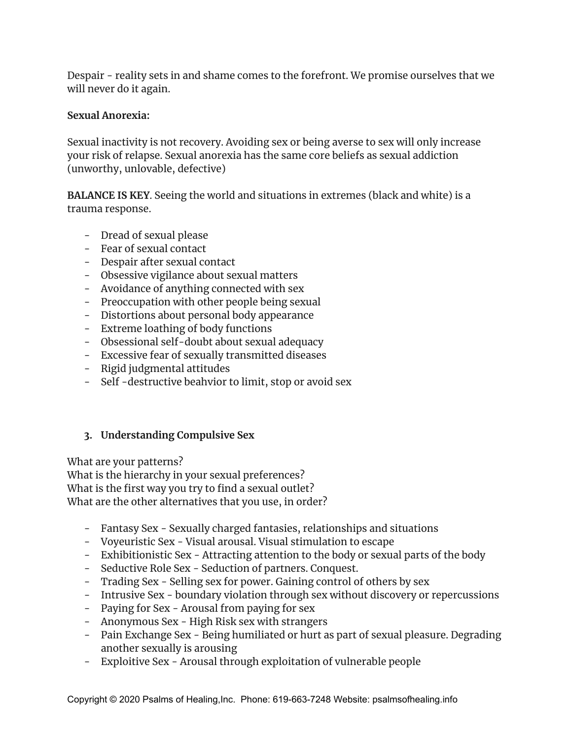Despair - reality sets in and shame comes to the forefront. We promise ourselves that we will never do it again.

**Sexual Anorexia:**

Sexual inactivity is not recovery. Avoiding sex or being averse to sex will only increase your risk of relapse. Sexual anorexia has the same core beliefs as sexual addiction (unworthy, unlovable, defective)

**BALANCE IS KEY**. Seeing the world and situations in extremes (black and white) is a trauma response.

- Dread of sexual please
- Fear of sexual contact
- Despair after sexual contact
- Obsessive vigilance about sexual matters
- Avoidance of anything connected with sex
- Preoccupation with other people being sexual
- Distortions about personal body appearance
- Extreme loathing of body functions
- Obsessional self-doubt about sexual adequacy
- Excessive fear of sexually transmitted diseases
- Rigid judgmental attitudes
- Self -destructive beahvior to limit, stop or avoid sex

3. **Understanding Compulsive Sex**

What are your patterns?
What is the hierarchy in your sexual preferences?
What is the first way you try to find a sexual outlet?
What are the other alternatives that you use, in order?

- Fantasy Sex - Sexually charged fantasies, relationships and situations
- Voyeuristic Sex - Visual arousal. Visual stimulation to escape
- Exhibitionistic Sex - Attracting attention to the body or sexual parts of the body
- Seductive Role Sex - Seduction of partners. Conquest.
- Trading Sex - Selling sex for power. Gaining control of others by sex
- Intrusive Sex - boundary violation through sex without discovery or repercussions
- Paying for Sex - Arousal from paying for sex
- Anonymous Sex - High Risk sex with strangers
- Pain Exchange Sex - Being humiliated or hurt as part of sexual pleasure. Degrading another sexually is arousing
- Exploitive Sex - Arousal through exploitation of vulnerable people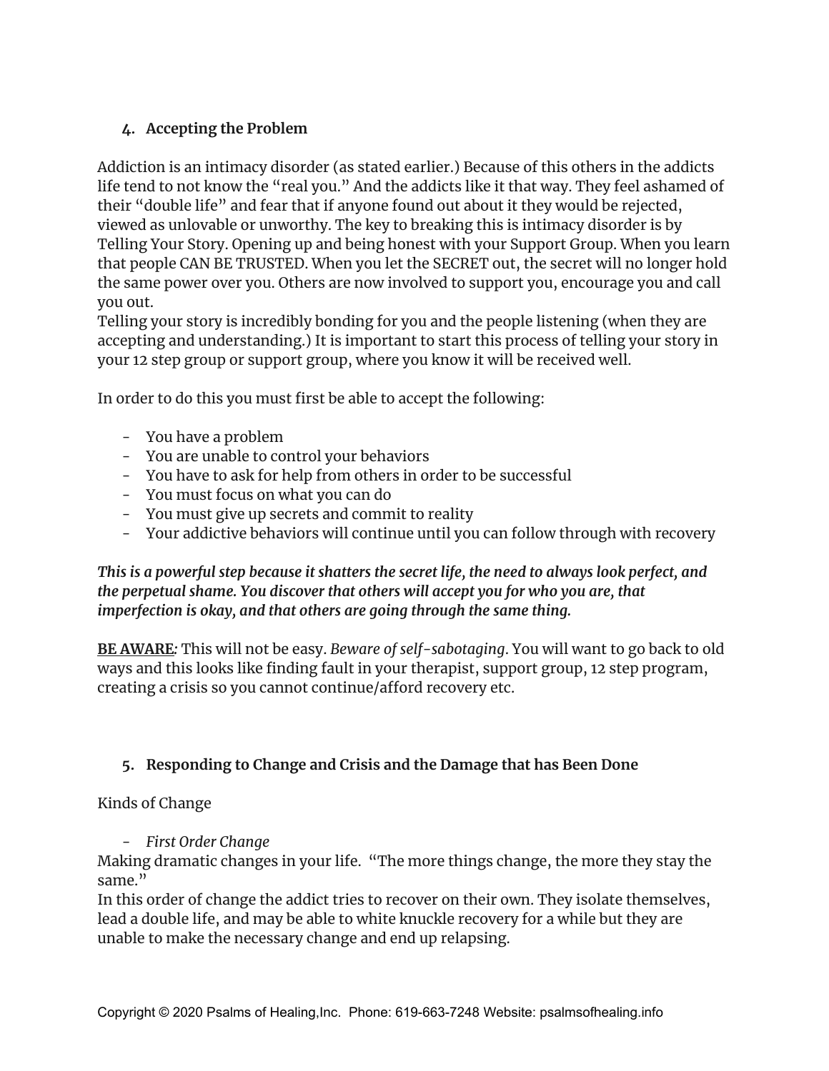### 4. Accepting the Problem

Addiction is an intimacy disorder (as stated earlier.) Because of this others in the addicts life tend to not know the "real you." And the addicts like it that way. They feel ashamed of their "double life" and fear that if anyone found out about it they would be rejected, viewed as unlovable or unworthy. The key to breaking this is intimacy disorder is by Telling Your Story. Opening up and being honest with your Support Group. When you learn that people CAN BE TRUSTED. When you let the SECRET out, the secret will no longer hold the same power over you. Others are now involved to support you, encourage you and call you out.
Telling your story is incredibly bonding for you and the people listening (when they are accepting and understanding.) It is important to start this process of telling your story in your 12 step group or support group, where you know it will be received well.

In order to do this you must first be able to accept the following:

- You have a problem
- You are unable to control your behaviors
- You have to ask for help from others in order to be successful
- You must focus on what you can do
- You must give up secrets and commit to reality
- Your addictive behaviors will continue until you can follow through with recovery

***This is a powerful step because it shatters the secret life, the need to always look perfect, and the perpetual shame. You discover that others will accept you for who you are, that imperfection is okay, and that others are going through the same thing.***

**BE AWARE***:* This will not be easy. *Beware of self-sabotaging*. You will want to go back to old ways and this looks like finding fault in your therapist, support group, 12 step program, creating a crisis so you cannot continue/afford recovery etc.

### 5. Responding to Change and Crisis and the Damage that has Been Done

Kinds of Change

- *First Order Change*

Making dramatic changes in your life. "The more things change, the more they stay the same."
In this order of change the addict tries to recover on their own. They isolate themselves, lead a double life, and may be able to white knuckle recovery for a while but they are unable to make the necessary change and end up relapsing.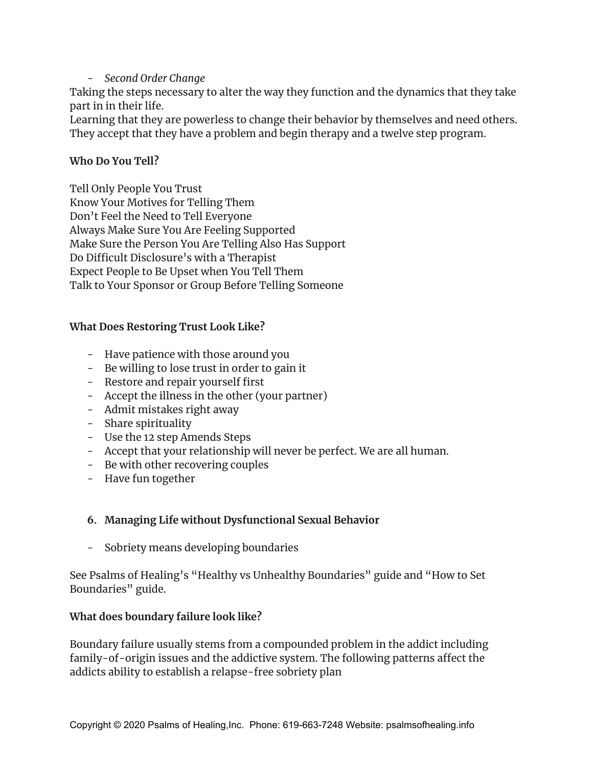- *Second Order Change*

Taking the steps necessary to alter the way they function and the dynamics that they take part in in their life.
Learning that they are powerless to change their behavior by themselves and need others.
They accept that they have a problem and begin therapy and a twelve step program.

**Who Do You Tell?**

Tell Only People You Trust
Know Your Motives for Telling Them
Don't Feel the Need to Tell Everyone
Always Make Sure You Are Feeling Supported
Make Sure the Person You Are Telling Also Has Support
Do Difficult Disclosure's with a Therapist
Expect People to Be Upset when You Tell Them
Talk to Your Sponsor or Group Before Telling Someone

**What Does Restoring Trust Look Like?**

- Have patience with those around you
- Be willing to lose trust in order to gain it
- Restore and repair yourself first
- Accept the illness in the other (your partner)
- Admit mistakes right away
- Share spirituality
- Use the 12 step Amends Steps
- Accept that your relationship will never be perfect. We are all human.
- Be with other recovering couples
- Have fun together

6. **Managing Life without Dysfunctional Sexual Behavior**

- Sobriety means developing boundaries

See Psalms of Healing's "Healthy vs Unhealthy Boundaries" guide and "How to Set Boundaries" guide.

**What does boundary failure look like?**

Boundary failure usually stems from a compounded problem in the addict including family-of-origin issues and the addictive system. The following patterns affect the addicts ability to establish a relapse-free sobriety plan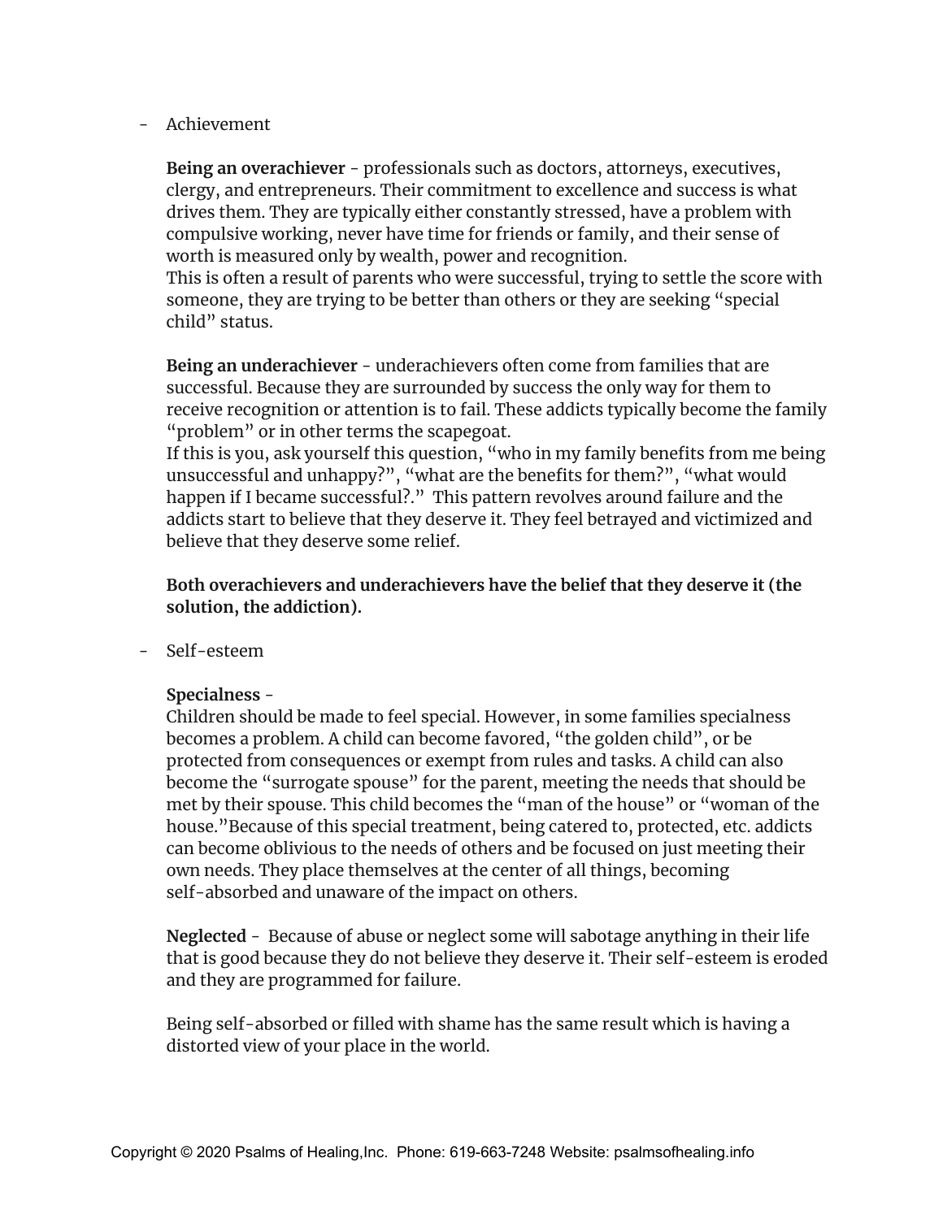- Achievement

  **Being an overachiever** - professionals such as doctors, attorneys, executives, clergy, and entrepreneurs. Their commitment to excellence and success is what drives them. They are typically either constantly stressed, have a problem with compulsive working, never have time for friends or family, and their sense of worth is measured only by wealth, power and recognition.
  This is often a result of parents who were successful, trying to settle the score with someone, they are trying to be better than others or they are seeking "special child" status.

  **Being an underachiever** - underachievers often come from families that are successful. Because they are surrounded by success the only way for them to receive recognition or attention is to fail. These addicts typically become the family "problem" or in other terms the scapegoat.
  If this is you, ask yourself this question, "who in my family benefits from me being unsuccessful and unhappy?", "what are the benefits for them?", "what would happen if I became successful?." This pattern revolves around failure and the addicts start to believe that they deserve it. They feel betrayed and victimized and believe that they deserve some relief.

  **Both overachievers and underachievers have the belief that they deserve it (the solution, the addiction).**

- Self-esteem

  **Specialness** -
  Children should be made to feel special. However, in some families specialness becomes a problem. A child can become favored, "the golden child", or be protected from consequences or exempt from rules and tasks. A child can also become the "surrogate spouse" for the parent, meeting the needs that should be met by their spouse. This child becomes the "man of the house" or "woman of the house."Because of this special treatment, being catered to, protected, etc. addicts can become oblivious to the needs of others and be focused on just meeting their own needs. They place themselves at the center of all things, becoming self-absorbed and unaware of the impact on others.

  **Neglected** - Because of abuse or neglect some will sabotage anything in their life that is good because they do not believe they deserve it. Their self-esteem is eroded and they are programmed for failure.

  Being self-absorbed or filled with shame has the same result which is having a distorted view of your place in the world.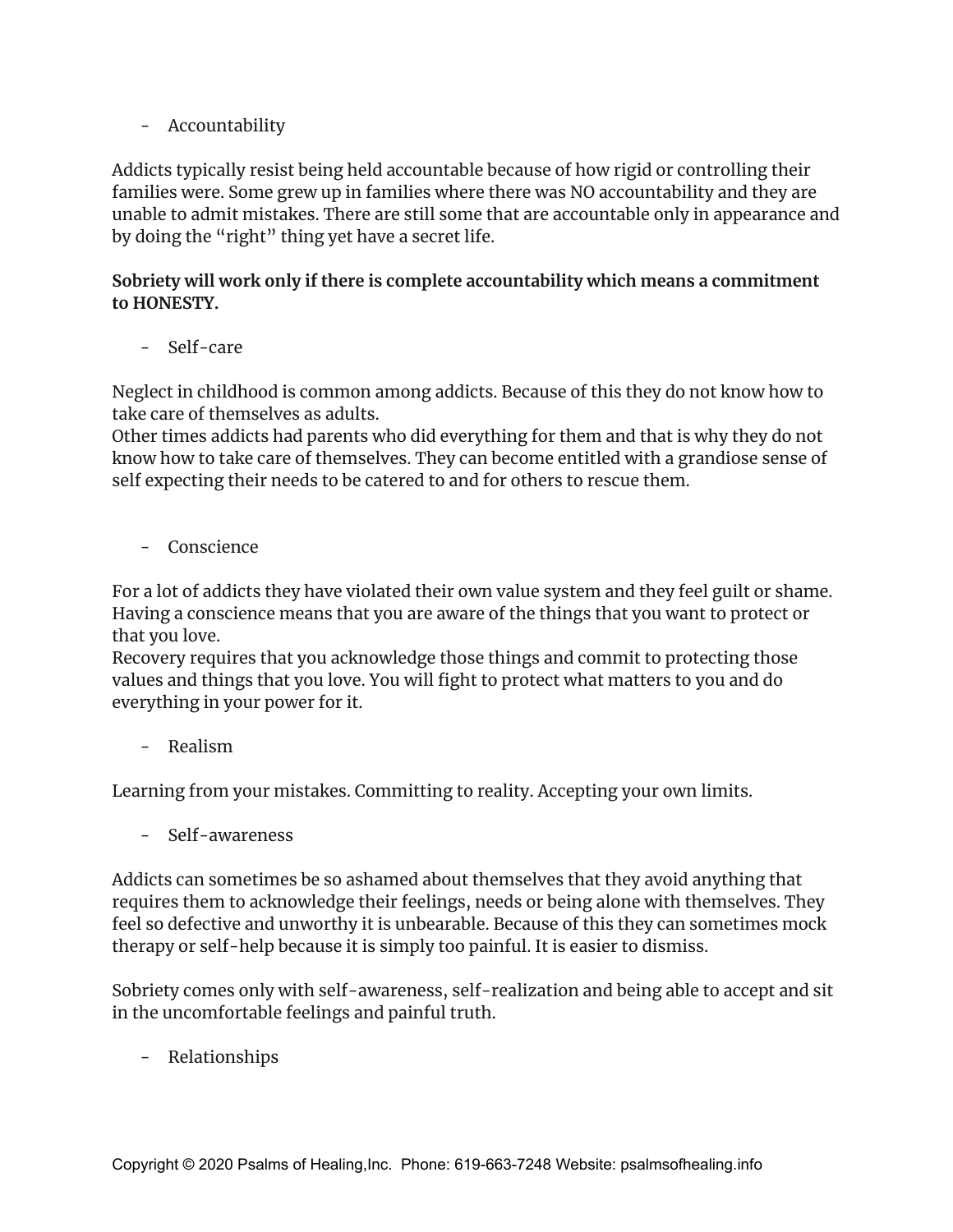- Accountability

Addicts typically resist being held accountable because of how rigid or controlling their families were. Some grew up in families where there was NO accountability and they are unable to admit mistakes. There are still some that are accountable only in appearance and by doing the "right" thing yet have a secret life.

**Sobriety will work only if there is complete accountability which means a commitment to HONESTY.**

- Self-care

Neglect in childhood is common among addicts. Because of this they do not know how to take care of themselves as adults.
Other times addicts had parents who did everything for them and that is why they do not know how to take care of themselves. They can become entitled with a grandiose sense of self expecting their needs to be catered to and for others to rescue them.

- Conscience

For a lot of addicts they have violated their own value system and they feel guilt or shame. Having a conscience means that you are aware of the things that you want to protect or that you love.
Recovery requires that you acknowledge those things and commit to protecting those values and things that you love. You will fight to protect what matters to you and do everything in your power for it.

- Realism

Learning from your mistakes. Committing to reality. Accepting your own limits.

- Self-awareness

Addicts can sometimes be so ashamed about themselves that they avoid anything that requires them to acknowledge their feelings, needs or being alone with themselves. They feel so defective and unworthy it is unbearable. Because of this they can sometimes mock therapy or self-help because it is simply too painful. It is easier to dismiss.

Sobriety comes only with self-awareness, self-realization and being able to accept and sit in the uncomfortable feelings and painful truth.

- Relationships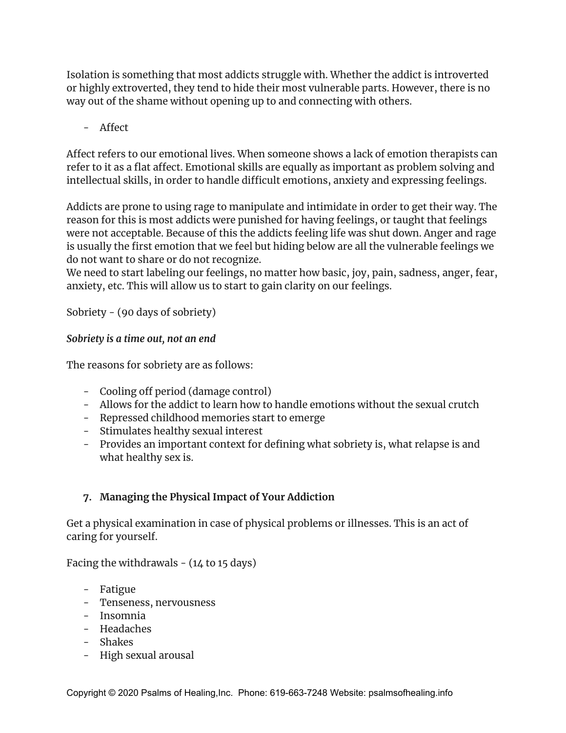Isolation is something that most addicts struggle with. Whether the addict is introverted or highly extroverted, they tend to hide their most vulnerable parts. However, there is no way out of the shame without opening up to and connecting with others.

- Affect

Affect refers to our emotional lives. When someone shows a lack of emotion therapists can refer to it as a flat affect. Emotional skills are equally as important as problem solving and intellectual skills, in order to handle difficult emotions, anxiety and expressing feelings.

Addicts are prone to using rage to manipulate and intimidate in order to get their way. The reason for this is most addicts were punished for having feelings, or taught that feelings were not acceptable. Because of this the addicts feeling life was shut down. Anger and rage is usually the first emotion that we feel but hiding below are all the vulnerable feelings we do not want to share or do not recognize.
We need to start labeling our feelings, no matter how basic, joy, pain, sadness, anger, fear, anxiety, etc. This will allow us to start to gain clarity on our feelings.

Sobriety - (90 days of sobriety)

***Sobriety is a time out, not an end***

The reasons for sobriety are as follows:

- Cooling off period (damage control)
- Allows for the addict to learn how to handle emotions without the sexual crutch
- Repressed childhood memories start to emerge
- Stimulates healthy sexual interest
- Provides an important context for defining what sobriety is, what relapse is and what healthy sex is.

7. **Managing the Physical Impact of Your Addiction**

Get a physical examination in case of physical problems or illnesses. This is an act of caring for yourself.

Facing the withdrawals - (14 to 15 days)

- Fatigue
- Tenseness, nervousness
- Insomnia
- Headaches
- Shakes
- High sexual arousal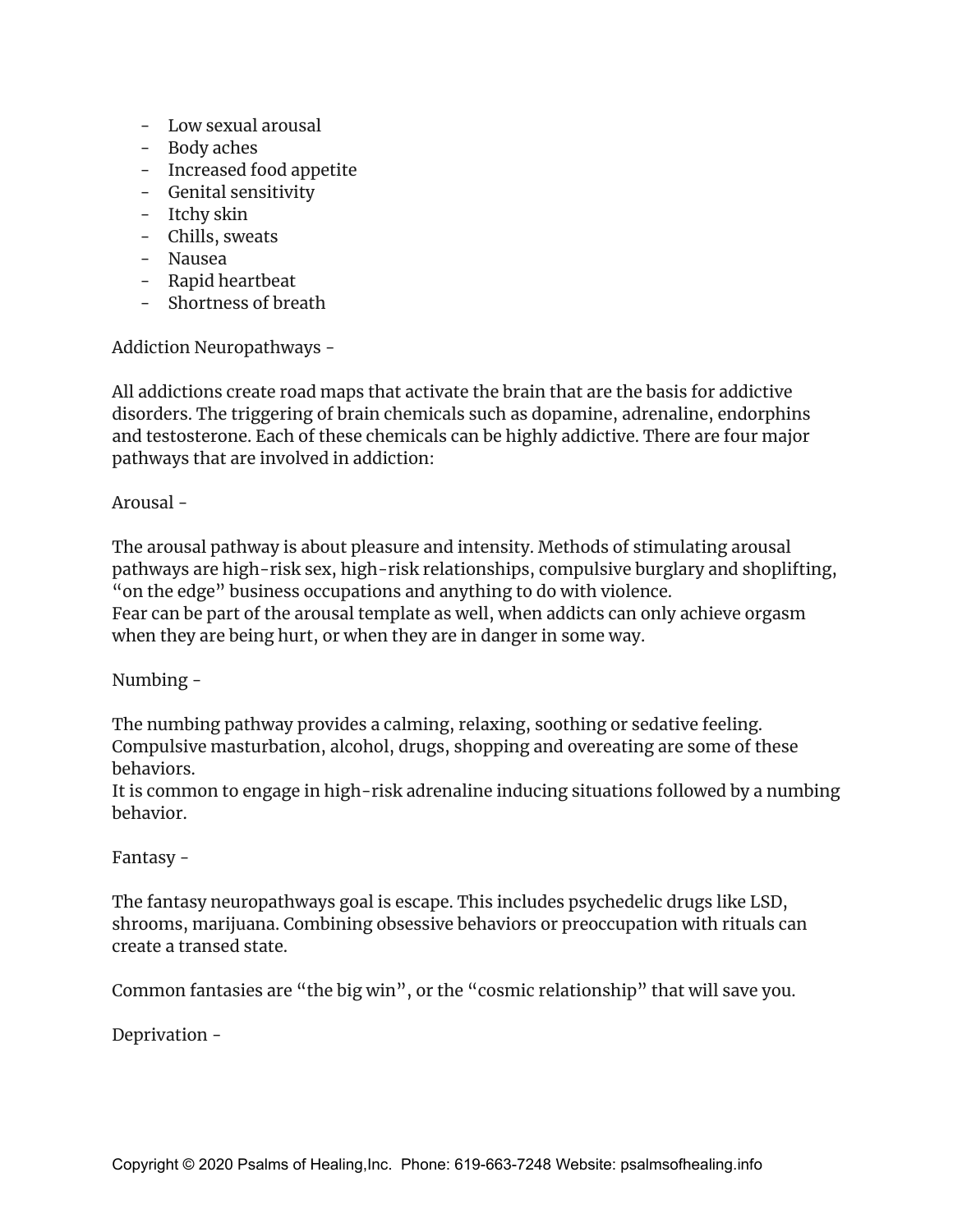- Low sexual arousal
- Body aches
- Increased food appetite
- Genital sensitivity
- Itchy skin
- Chills, sweats
- Nausea
- Rapid heartbeat
- Shortness of breath

Addiction Neuropathways -

All addictions create road maps that activate the brain that are the basis for addictive disorders. The triggering of brain chemicals such as dopamine, adrenaline, endorphins and testosterone. Each of these chemicals can be highly addictive. There are four major pathways that are involved in addiction:

Arousal -

The arousal pathway is about pleasure and intensity. Methods of stimulating arousal pathways are high-risk sex, high-risk relationships, compulsive burglary and shoplifting, "on the edge" business occupations and anything to do with violence.
Fear can be part of the arousal template as well, when addicts can only achieve orgasm when they are being hurt, or when they are in danger in some way.

Numbing -

The numbing pathway provides a calming, relaxing, soothing or sedative feeling. Compulsive masturbation, alcohol, drugs, shopping and overeating are some of these behaviors.
It is common to engage in high-risk adrenaline inducing situations followed by a numbing behavior.

Fantasy -

The fantasy neuropathways goal is escape. This includes psychedelic drugs like LSD, shrooms, marijuana. Combining obsessive behaviors or preoccupation with rituals can create a transed state.

Common fantasies are "the big win", or the "cosmic relationship" that will save you.

Deprivation -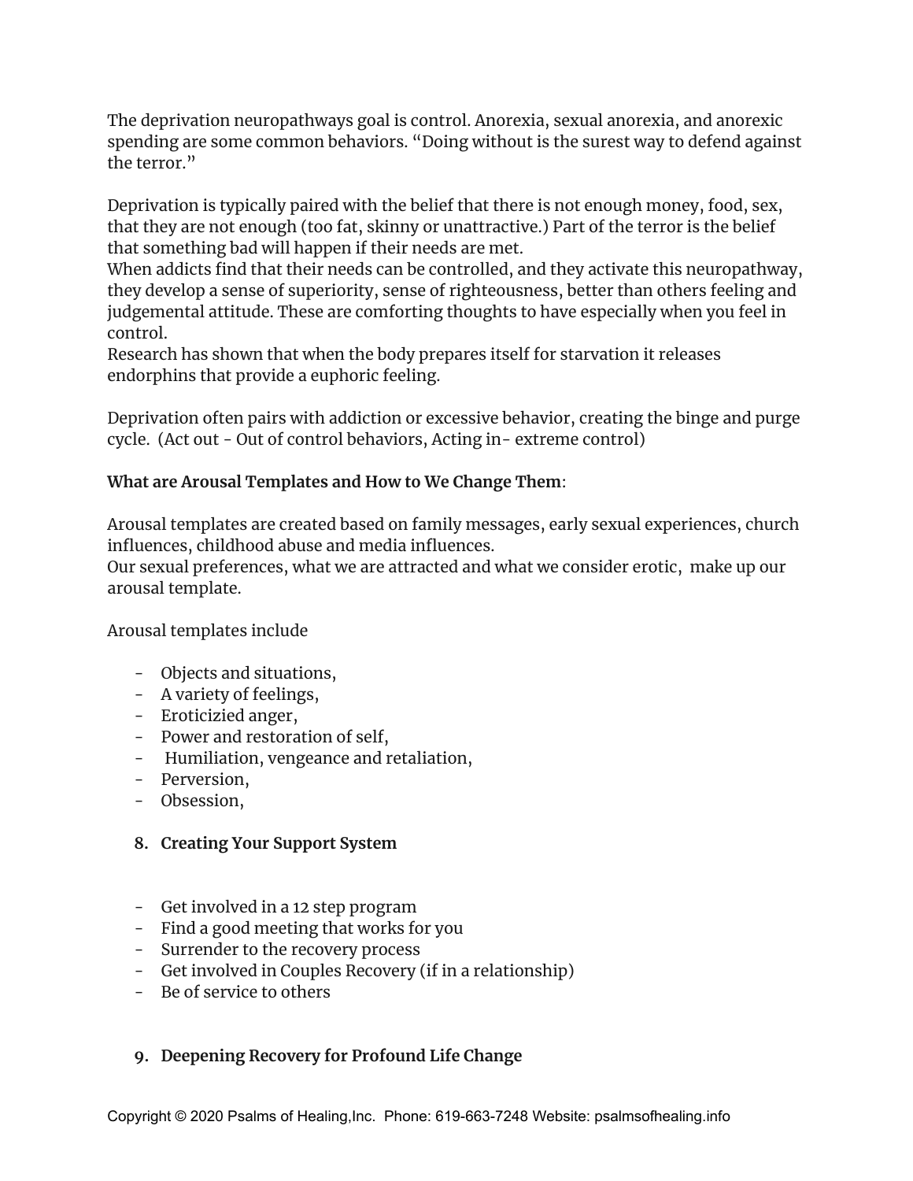The deprivation neuropathways goal is control. Anorexia, sexual anorexia, and anorexic spending are some common behaviors. "Doing without is the surest way to defend against the terror."

Deprivation is typically paired with the belief that there is not enough money, food, sex, that they are not enough (too fat, skinny or unattractive.) Part of the terror is the belief that something bad will happen if their needs are met.
When addicts find that their needs can be controlled, and they activate this neuropathway, they develop a sense of superiority, sense of righteousness, better than others feeling and judgemental attitude. These are comforting thoughts to have especially when you feel in control.
Research has shown that when the body prepares itself for starvation it releases endorphins that provide a euphoric feeling.

Deprivation often pairs with addiction or excessive behavior, creating the binge and purge cycle. (Act out - Out of control behaviors, Acting in- extreme control)

**What are Arousal Templates and How to We Change Them**:

Arousal templates are created based on family messages, early sexual experiences, church influences, childhood abuse and media influences.
Our sexual preferences, what we are attracted and what we consider erotic, make up our arousal template.

Arousal templates include

- Objects and situations,
- A variety of feelings,
- Eroticizied anger,
- Power and restoration of self,
- Humiliation, vengeance and retaliation,
- Perversion,
- Obsession,

8. **Creating Your Support System**

- Get involved in a 12 step program
- Find a good meeting that works for you
- Surrender to the recovery process
- Get involved in Couples Recovery (if in a relationship)
- Be of service to others

9. **Deepening Recovery for Profound Life Change**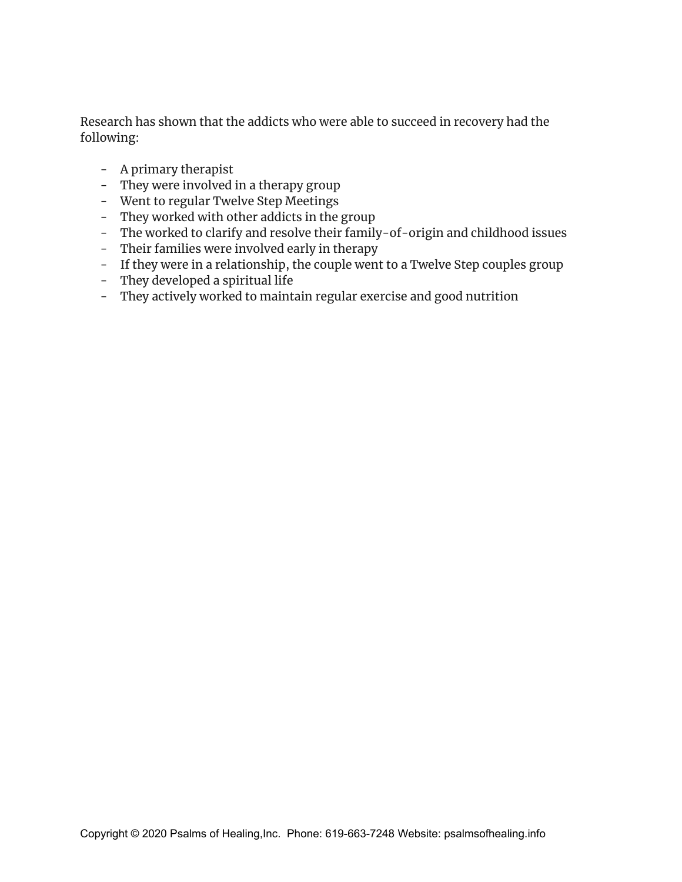Research has shown that the addicts who were able to succeed in recovery had the following:

- A primary therapist
- They were involved in a therapy group
- Went to regular Twelve Step Meetings
- They worked with other addicts in the group
- The worked to clarify and resolve their family-of-origin and childhood issues
- Their families were involved early in therapy
- If they were in a relationship, the couple went to a Twelve Step couples group
- They developed a spiritual life
- They actively worked to maintain regular exercise and good nutrition